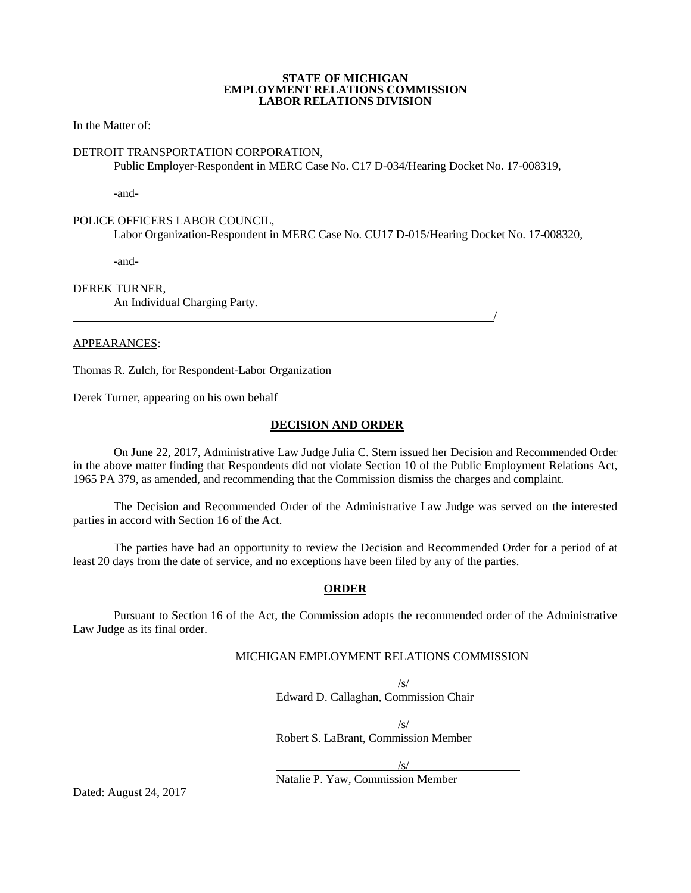**STATE OF MICHIGAN**
**EMPLOYMENT RELATIONS COMMISSION**
**LABOR RELATIONS DIVISION**

In the Matter of:

DETROIT TRANSPORTATION CORPORATION,
Public Employer-Respondent in MERC Case No. C17 D-034/Hearing Docket No. 17-008319,

-and-

POLICE OFFICERS LABOR COUNCIL,
Labor Organization-Respondent in MERC Case No. CU17 D-015/Hearing Docket No. 17-008320,

-and-

DEREK TURNER,
An Individual Charging Party.

/

APPEARANCES:

Thomas R. Zulch, for Respondent-Labor Organization

Derek Turner, appearing on his own behalf

**DECISION AND ORDER**

On June 22, 2017, Administrative Law Judge Julia C. Stern issued her Decision and Recommended Order in the above matter finding that Respondents did not violate Section 10 of the Public Employment Relations Act, 1965 PA 379, as amended, and recommending that the Commission dismiss the charges and complaint.

The Decision and Recommended Order of the Administrative Law Judge was served on the interested parties in accord with Section 16 of the Act.

The parties have had an opportunity to review the Decision and Recommended Order for a period of at least 20 days from the date of service, and no exceptions have been filed by any of the parties.

**ORDER**

Pursuant to Section 16 of the Act, the Commission adopts the recommended order of the Administrative Law Judge as its final order.

MICHIGAN EMPLOYMENT RELATIONS COMMISSION

/s/
Edward D. Callaghan, Commission Chair

/s/
Robert S. LaBrant, Commission Member

/s/
Natalie P. Yaw, Commission Member

Dated: August 24, 2017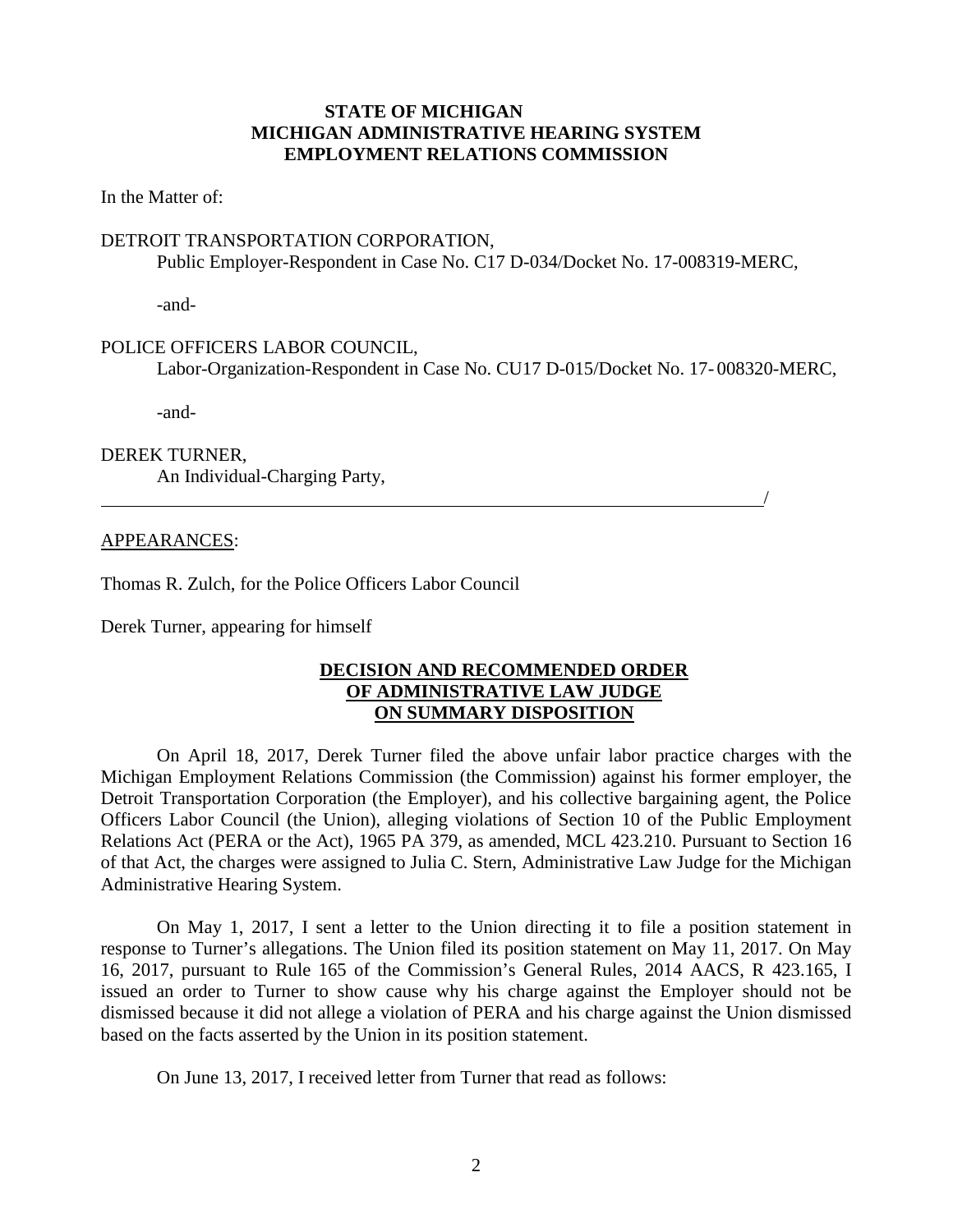**STATE OF MICHIGAN**
**MICHIGAN ADMINISTRATIVE HEARING SYSTEM**
**EMPLOYMENT RELATIONS COMMISSION**

In the Matter of:

DETROIT TRANSPORTATION CORPORATION,
Public Employer-Respondent in Case No. C17 D-034/Docket No. 17-008319-MERC,

-and-

POLICE OFFICERS LABOR COUNCIL,
Labor-Organization-Respondent in Case No. CU17 D-015/Docket No. 17- 008320-MERC,

-and-

DEREK TURNER,
An Individual-Charging Party,
_____________________________________________________________________/

APPEARANCES:

Thomas R. Zulch, for the Police Officers Labor Council

Derek Turner, appearing for himself

## DECISION AND RECOMMENDED ORDER OF ADMINISTRATIVE LAW JUDGE ON SUMMARY DISPOSITION

On April 18, 2017, Derek Turner filed the above unfair labor practice charges with the Michigan Employment Relations Commission (the Commission) against his former employer, the Detroit Transportation Corporation (the Employer), and his collective bargaining agent, the Police Officers Labor Council (the Union), alleging violations of Section 10 of the Public Employment Relations Act (PERA or the Act), 1965 PA 379, as amended, MCL 423.210. Pursuant to Section 16 of that Act, the charges were assigned to Julia C. Stern, Administrative Law Judge for the Michigan Administrative Hearing System.

On May 1, 2017, I sent a letter to the Union directing it to file a position statement in response to Turner's allegations. The Union filed its position statement on May 11, 2017. On May 16, 2017, pursuant to Rule 165 of the Commission's General Rules, 2014 AACS, R 423.165, I issued an order to Turner to show cause why his charge against the Employer should not be dismissed because it did not allege a violation of PERA and his charge against the Union dismissed based on the facts asserted by the Union in its position statement.

On June 13, 2017, I received letter from Turner that read as follows: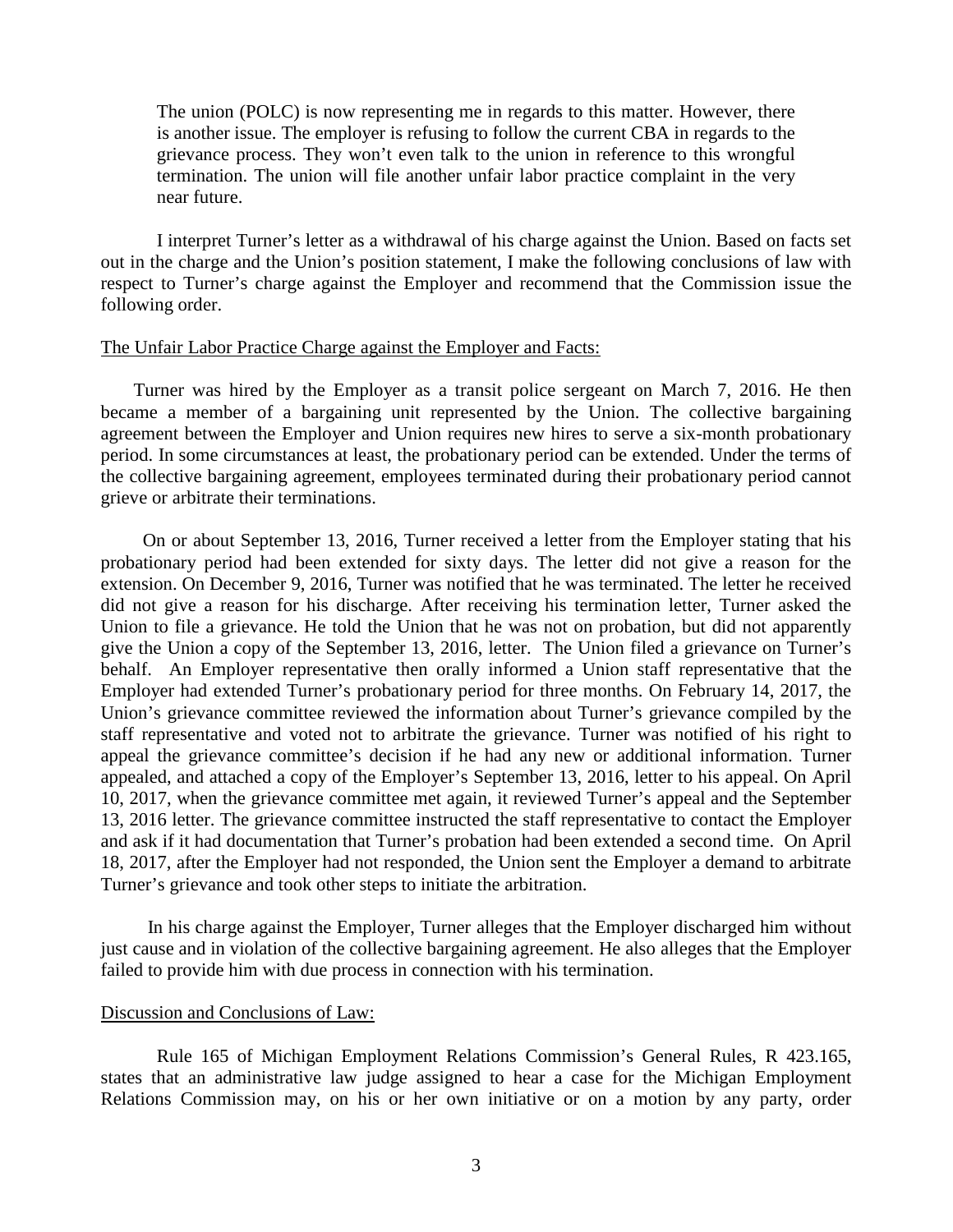> The union (POLC) is now representing me in regards to this matter. However, there is another issue. The employer is refusing to follow the current CBA in regards to the grievance process. They won't even talk to the union in reference to this wrongful termination. The union will file another unfair labor practice complaint in the very near future.

I interpret Turner's letter as a withdrawal of his charge against the Union. Based on facts set out in the charge and the Union's position statement, I make the following conclusions of law with respect to Turner's charge against the Employer and recommend that the Commission issue the following order.

The Unfair Labor Practice Charge against the Employer and Facts:

Turner was hired by the Employer as a transit police sergeant on March 7, 2016. He then became a member of a bargaining unit represented by the Union. The collective bargaining agreement between the Employer and Union requires new hires to serve a six-month probationary period. In some circumstances at least, the probationary period can be extended. Under the terms of the collective bargaining agreement, employees terminated during their probationary period cannot grieve or arbitrate their terminations.

On or about September 13, 2016, Turner received a letter from the Employer stating that his probationary period had been extended for sixty days. The letter did not give a reason for the extension. On December 9, 2016, Turner was notified that he was terminated. The letter he received did not give a reason for his discharge. After receiving his termination letter, Turner asked the Union to file a grievance. He told the Union that he was not on probation, but did not apparently give the Union a copy of the September 13, 2016, letter. The Union filed a grievance on Turner's behalf. An Employer representative then orally informed a Union staff representative that the Employer had extended Turner's probationary period for three months. On February 14, 2017, the Union's grievance committee reviewed the information about Turner's grievance compiled by the staff representative and voted not to arbitrate the grievance. Turner was notified of his right to appeal the grievance committee's decision if he had any new or additional information. Turner appealed, and attached a copy of the Employer's September 13, 2016, letter to his appeal. On April 10, 2017, when the grievance committee met again, it reviewed Turner's appeal and the September 13, 2016 letter. The grievance committee instructed the staff representative to contact the Employer and ask if it had documentation that Turner's probation had been extended a second time. On April 18, 2017, after the Employer had not responded, the Union sent the Employer a demand to arbitrate Turner's grievance and took other steps to initiate the arbitration.

In his charge against the Employer, Turner alleges that the Employer discharged him without just cause and in violation of the collective bargaining agreement. He also alleges that the Employer failed to provide him with due process in connection with his termination.

Discussion and Conclusions of Law:

Rule 165 of Michigan Employment Relations Commission's General Rules, R 423.165, states that an administrative law judge assigned to hear a case for the Michigan Employment Relations Commission may, on his or her own initiative or on a motion by any party, order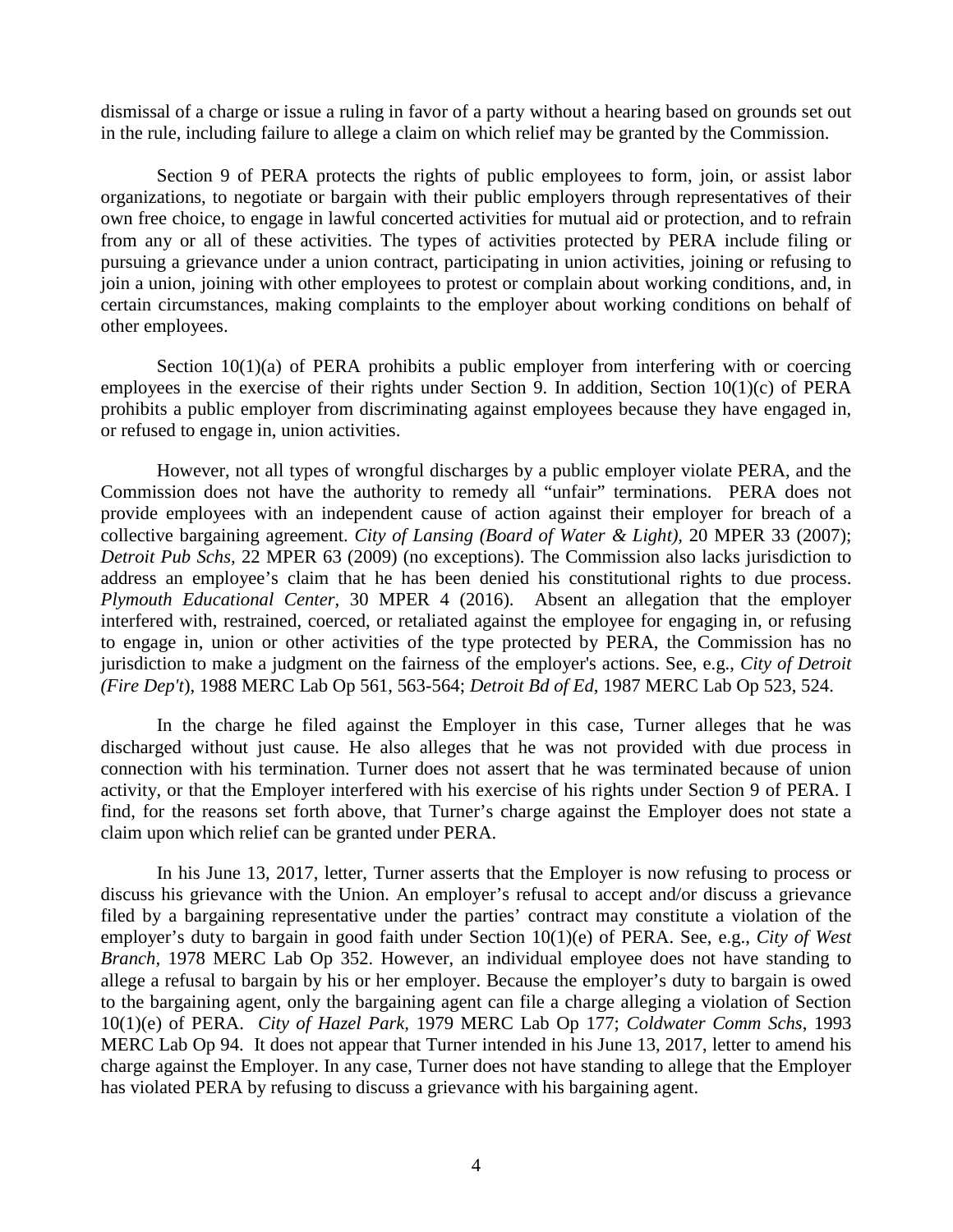dismissal of a charge or issue a ruling in favor of a party without a hearing based on grounds set out in the rule, including failure to allege a claim on which relief may be granted by the Commission.

Section 9 of PERA protects the rights of public employees to form, join, or assist labor organizations, to negotiate or bargain with their public employers through representatives of their own free choice, to engage in lawful concerted activities for mutual aid or protection, and to refrain from any or all of these activities. The types of activities protected by PERA include filing or pursuing a grievance under a union contract, participating in union activities, joining or refusing to join a union, joining with other employees to protest or complain about working conditions, and, in certain circumstances, making complaints to the employer about working conditions on behalf of other employees.

Section 10(1)(a) of PERA prohibits a public employer from interfering with or coercing employees in the exercise of their rights under Section 9. In addition, Section 10(1)(c) of PERA prohibits a public employer from discriminating against employees because they have engaged in, or refused to engage in, union activities.

However, not all types of wrongful discharges by a public employer violate PERA, and the Commission does not have the authority to remedy all "unfair" terminations. PERA does not provide employees with an independent cause of action against their employer for breach of a collective bargaining agreement. *City of Lansing (Board of Water & Light)*, 20 MPER 33 (2007); *Detroit Pub Schs*, 22 MPER 63 (2009) (no exceptions). The Commission also lacks jurisdiction to address an employee's claim that he has been denied his constitutional rights to due process. *Plymouth Educational Center*, 30 MPER 4 (2016). Absent an allegation that the employer interfered with, restrained, coerced, or retaliated against the employee for engaging in, or refusing to engage in, union or other activities of the type protected by PERA, the Commission has no jurisdiction to make a judgment on the fairness of the employer's actions. See, e.g., *City of Detroit (Fire Dep't*), 1988 MERC Lab Op 561, 563-564; *Detroit Bd of Ed*, 1987 MERC Lab Op 523, 524.

In the charge he filed against the Employer in this case, Turner alleges that he was discharged without just cause. He also alleges that he was not provided with due process in connection with his termination. Turner does not assert that he was terminated because of union activity, or that the Employer interfered with his exercise of his rights under Section 9 of PERA. I find, for the reasons set forth above, that Turner's charge against the Employer does not state a claim upon which relief can be granted under PERA.

In his June 13, 2017, letter, Turner asserts that the Employer is now refusing to process or discuss his grievance with the Union. An employer's refusal to accept and/or discuss a grievance filed by a bargaining representative under the parties' contract may constitute a violation of the employer's duty to bargain in good faith under Section 10(1)(e) of PERA. See, e.g., *City of West Branch*, 1978 MERC Lab Op 352. However, an individual employee does not have standing to allege a refusal to bargain by his or her employer. Because the employer's duty to bargain is owed to the bargaining agent, only the bargaining agent can file a charge alleging a violation of Section 10(1)(e) of PERA. *City of Hazel Park*, 1979 MERC Lab Op 177; *Coldwater Comm Schs*, 1993 MERC Lab Op 94. It does not appear that Turner intended in his June 13, 2017, letter to amend his charge against the Employer. In any case, Turner does not have standing to allege that the Employer has violated PERA by refusing to discuss a grievance with his bargaining agent.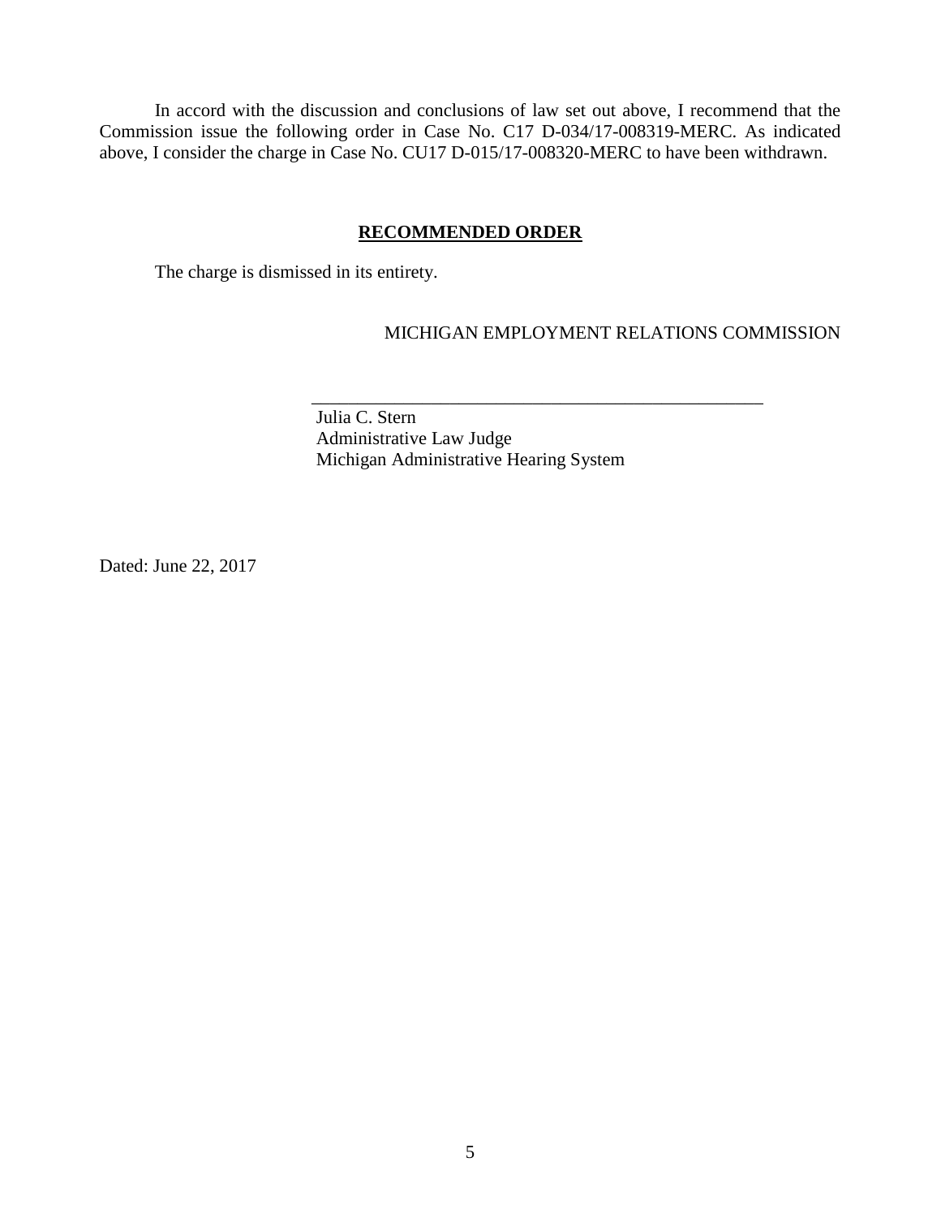In accord with the discussion and conclusions of law set out above, I recommend that the Commission issue the following order in Case No. C17 D-034/17-008319-MERC. As indicated above, I consider the charge in Case No. CU17 D-015/17-008320-MERC to have been withdrawn.

## **RECOMMENDED ORDER**

The charge is dismissed in its entirety.

MICHIGAN EMPLOYMENT RELATIONS COMMISSION

\_\_\_\_\_\_\_\_\_\_\_\_\_\_\_\_\_\_\_\_\_\_\_\_\_\_\_\_\_\_\_\_\_\_\_\_\_\_\_\_\_\_\_\_\_\_\_\_\_

Julia C. Stern
Administrative Law Judge
Michigan Administrative Hearing System

Dated: June 22, 2017